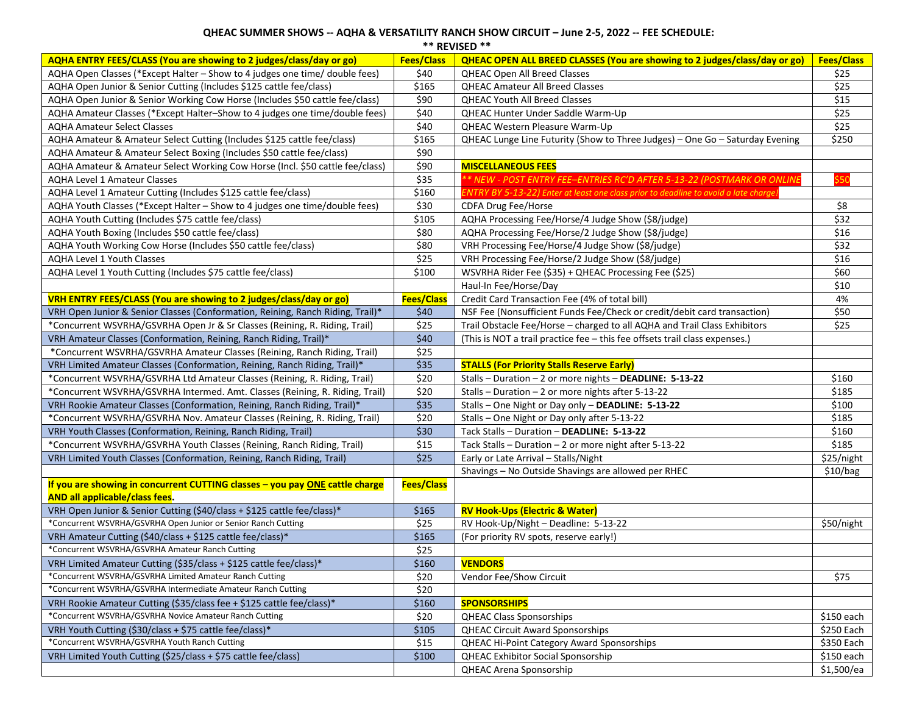# QHEAC SUMMER SHOWS -- AQHA & VERSATILITY RANCH SHOW CIRCUIT – June 2-5, 2022 -- FEE SCHEDULE:

**\*\* REVISED \*\***

| AQHA ENTRY FEES/CLASS (You are showing to 2 judges/class/day or go) | Fees/Class | QHEAC OPEN ALL BREED CLASSES (You are showing to 2 judges/class/day or go) | Fees/Class |
|---|---|---|---|
| AQHA Open Classes (*Except Halter – Show to 4 judges one time/ double fees) | $40 | QHEAC Open All Breed Classes | $25 |
| AQHA Open Junior & Senior Cutting (Includes $125 cattle fee/class) | $165 | QHEAC Amateur All Breed Classes | $25 |
| AQHA Open Junior & Senior Working Cow Horse (Includes $50 cattle fee/class) | $90 | QHEAC Youth All Breed Classes | $15 |
| AQHA Amateur Classes (*Except Halter–Show to 4 judges one time/double fees) | $40 | QHEAC Hunter Under Saddle Warm-Up | $25 |
| AQHA Amateur Select Classes | $40 | QHEAC Western Pleasure Warm-Up | $25 |
| AQHA Amateur & Amateur Select Cutting (Includes $125 cattle fee/class) | $165 | QHEAC Lunge Line Futurity (Show to Three Judges) – One Go – Saturday Evening | $250 |
| AQHA Amateur & Amateur Select Boxing (Includes $50 cattle fee/class) | $90 | | |
| AQHA Amateur & Amateur Select Working Cow Horse (Incl. $50 cattle fee/class) | $90 | **MISCELLANEOUS FEES** | |
| AQHA Level 1 Amateur Classes | $35 | *\*\* NEW - POST ENTRY FEE–ENTRIES RC'D AFTER 5-13-22 (POSTMARK OR ONLINE* | $50 |
| AQHA Level 1 Amateur Cutting (Includes $125 cattle fee/class) | $160 | *ENTRY BY 5-13-22) Enter at least one class prior to deadline to avoid a late charge!* | |
| AQHA Youth Classes (*Except Halter – Show to 4 judges one time/double fees) | $30 | CDFA Drug Fee/Horse | $8 |
| AQHA Youth Cutting (Includes $75 cattle fee/class) | $105 | AQHA Processing Fee/Horse/4 Judge Show ($8/judge) | $32 |
| AQHA Youth Boxing (Includes $50 cattle fee/class) | $80 | AQHA Processing Fee/Horse/2 Judge Show ($8/judge) | $16 |
| AQHA Youth Working Cow Horse (Includes $50 cattle fee/class) | $80 | VRH Processing Fee/Horse/4 Judge Show ($8/judge) | $32 |
| AQHA Level 1 Youth Classes | $25 | VRH Processing Fee/Horse/2 Judge Show ($8/judge) | $16 |
| AQHA Level 1 Youth Cutting (Includes $75 cattle fee/class) | $100 | WSVRHA Rider Fee ($35) + QHEAC Processing Fee ($25) | $60 |
| | | Haul-In Fee/Horse/Day | $10 |
| **VRH ENTRY FEES/CLASS (You are showing to 2 judges/class/day or go)** | **Fees/Class** | Credit Card Transaction Fee (4% of total bill) | 4% |
| VRH Open Junior & Senior Classes (Conformation, Reining, Ranch Riding, Trail)* | $40 | NSF Fee (Nonsufficient Funds Fee/Check or credit/debit card transaction) | $50 |
| *Concurrent WSVRHA/GSVRHA Open Jr & Sr Classes (Reining, R. Riding, Trail) | $25 | Trail Obstacle Fee/Horse – charged to all AQHA and Trail Class Exhibitors | $25 |
| VRH Amateur Classes (Conformation, Reining, Ranch Riding, Trail)* | $40 | (This is NOT a trail practice fee – this fee offsets trail class expenses.) | |
| *Concurrent WSVRHA/GSVRHA Amateur Classes (Reining, Ranch Riding, Trail) | $25 | | |
| VRH Limited Amateur Classes (Conformation, Reining, Ranch Riding, Trail)* | $35 | **STALLS (For Priority Stalls Reserve Early)** | |
| *Concurrent WSVRHA/GSVRHA Ltd Amateur Classes (Reining, R. Riding, Trail) | $20 | Stalls – Duration – 2 or more nights – **DEADLINE: 5-13-22** | $160 |
| *Concurrent WSVRHA/GSVRHA Intermed. Amt. Classes (Reining, R. Riding, Trail) | $20 | Stalls – Duration – 2 or more nights after 5-13-22 | $185 |
| VRH Rookie Amateur Classes (Conformation, Reining, Ranch Riding, Trail)* | $35 | Stalls – One Night or Day only – **DEADLINE: 5-13-22** | $100 |
| *Concurrent WSVRHA/GSVRHA Nov. Amateur Classes (Reining, R. Riding, Trail) | $20 | Stalls – One Night or Day only after 5-13-22 | $185 |
| VRH Youth Classes (Conformation, Reining, Ranch Riding, Trail) | $30 | Tack Stalls – Duration – **DEADLINE: 5-13-22** | $160 |
| *Concurrent WSVRHA/GSVRHA Youth Classes (Reining, Ranch Riding, Trail) | $15 | Tack Stalls – Duration – 2 or more night after 5-13-22 | $185 |
| VRH Limited Youth Classes (Conformation, Reining, Ranch Riding, Trail) | $25 | Early or Late Arrival – Stalls/Night | $25/night |
| | | Shavings – No Outside Shavings are allowed per RHEC | $10/bag |
| **If you are showing in concurrent CUTTING classes – you pay ONE cattle charge AND all applicable/class fees.** | **Fees/Class** | | |
| VRH Open Junior & Senior Cutting ($40/class + $125 cattle fee/class)* | $165 | **RV Hook-Ups (Electric & Water)** | |
| *Concurrent WSVRHA/GSVRHA Open Junior or Senior Ranch Cutting | $25 | RV Hook-Up/Night – Deadline: 5-13-22 | $50/night |
| VRH Amateur Cutting ($40/class + $125 cattle fee/class)* | $165 | (For priority RV spots, reserve early!) | |
| *Concurrent WSVRHA/GSVRHA Amateur Ranch Cutting | $25 | | |
| VRH Limited Amateur Cutting ($35/class + $125 cattle fee/class)* | $160 | **VENDORS** | |
| *Concurrent WSVRHA/GSVRHA Limited Amateur Ranch Cutting | $20 | Vendor Fee/Show Circuit | $75 |
| *Concurrent WSVRHA/GSVRHA Intermediate Amateur Ranch Cutting | $20 | | |
| VRH Rookie Amateur Cutting ($35/class fee + $125 cattle fee/class)* | $160 | **SPONSORSHIPS** | |
| *Concurrent WSVRHA/GSVRHA Novice Amateur Ranch Cutting | $20 | QHEAC Class Sponsorships | $150 each |
| VRH Youth Cutting ($30/class + $75 cattle fee/class)* | $105 | QHEAC Circuit Award Sponsorships | $250 Each |
| *Concurrent WSVRHA/GSVRHA Youth Ranch Cutting | $15 | QHEAC Hi-Point Category Award Sponsorships | $350 Each |
| VRH Limited Youth Cutting ($25/class + $75 cattle fee/class) | $100 | QHEAC Exhibitor Social Sponsorship | $150 each |
| | | QHEAC Arena Sponsorship | $1,500/ea |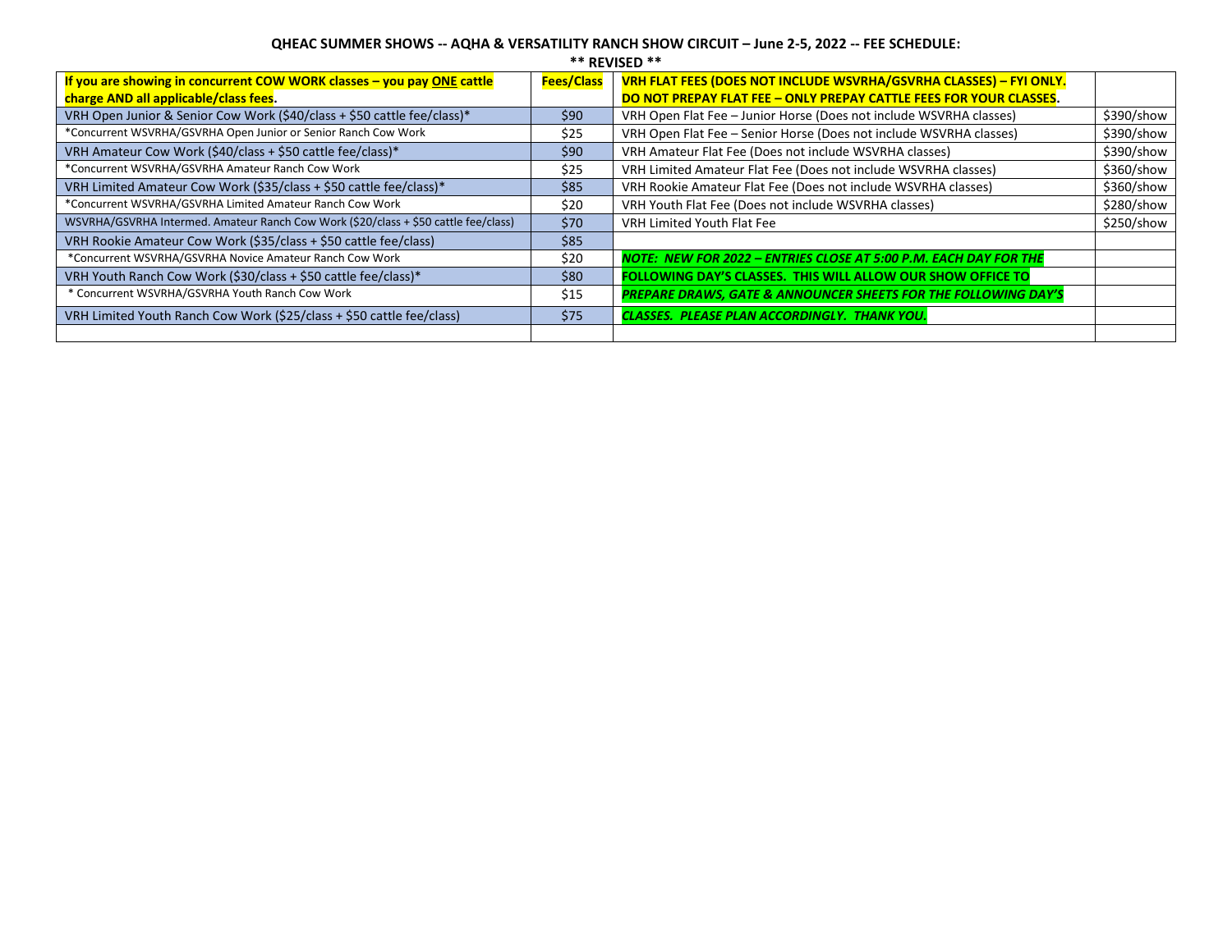**QHEAC SUMMER SHOWS -- AQHA & VERSATILITY RANCH SHOW CIRCUIT – June 2-5, 2022 -- FEE SCHEDULE:**

**\*\* REVISED \*\***

| **If you are showing in concurrent COW WORK classes – you pay ONE cattle charge AND all applicable/class fees.** | **Fees/Class** | **VRH FLAT FEES (DOES NOT INCLUDE WSVRHA/GSVRHA CLASSES) – FYI ONLY. DO NOT PREPAY FLAT FEE – ONLY PREPAY CATTLE FEES FOR YOUR CLASSES.** | |
|---|---|---|---|
| VRH Open Junior & Senior Cow Work ($40/class + $50 cattle fee/class)* | $90 | VRH Open Flat Fee – Junior Horse (Does not include WSVRHA classes) | $390/show |
| *Concurrent WSVRHA/GSVRHA Open Junior or Senior Ranch Cow Work | $25 | VRH Open Flat Fee – Senior Horse (Does not include WSVRHA classes) | $390/show |
| VRH Amateur Cow Work ($40/class + $50 cattle fee/class)* | $90 | VRH Amateur Flat Fee (Does not include WSVRHA classes) | $390/show |
| *Concurrent WSVRHA/GSVRHA Amateur Ranch Cow Work | $25 | VRH Limited Amateur Flat Fee (Does not include WSVRHA classes) | $360/show |
| VRH Limited Amateur Cow Work ($35/class + $50 cattle fee/class)* | $85 | VRH Rookie Amateur Flat Fee (Does not include WSVRHA classes) | $360/show |
| *Concurrent WSVRHA/GSVRHA Limited Amateur Ranch Cow Work | $20 | VRH Youth Flat Fee (Does not include WSVRHA classes) | $280/show |
| WSVRHA/GSVRHA Intermed. Amateur Ranch Cow Work ($20/class + $50 cattle fee/class) | $70 | VRH Limited Youth Flat Fee | $250/show |
| VRH Rookie Amateur Cow Work ($35/class + $50 cattle fee/class) | $85 | | |
| *Concurrent WSVRHA/GSVRHA Novice Amateur Ranch Cow Work | $20 | ***NOTE: NEW FOR 2022 – ENTRIES CLOSE AT 5:00 P.M. EACH DAY FOR THE*** | |
| VRH Youth Ranch Cow Work ($30/class + $50 cattle fee/class)* | $80 | ***FOLLOWING DAY'S CLASSES. THIS WILL ALLOW OUR SHOW OFFICE TO*** | |
| * Concurrent WSVRHA/GSVRHA Youth Ranch Cow Work | $15 | ***PREPARE DRAWS, GATE & ANNOUNCER SHEETS FOR THE FOLLOWING DAY'S*** | |
| VRH Limited Youth Ranch Cow Work ($25/class + $50 cattle fee/class) | $75 | ***CLASSES. PLEASE PLAN ACCORDINGLY. THANK YOU.*** | |
| | | | |